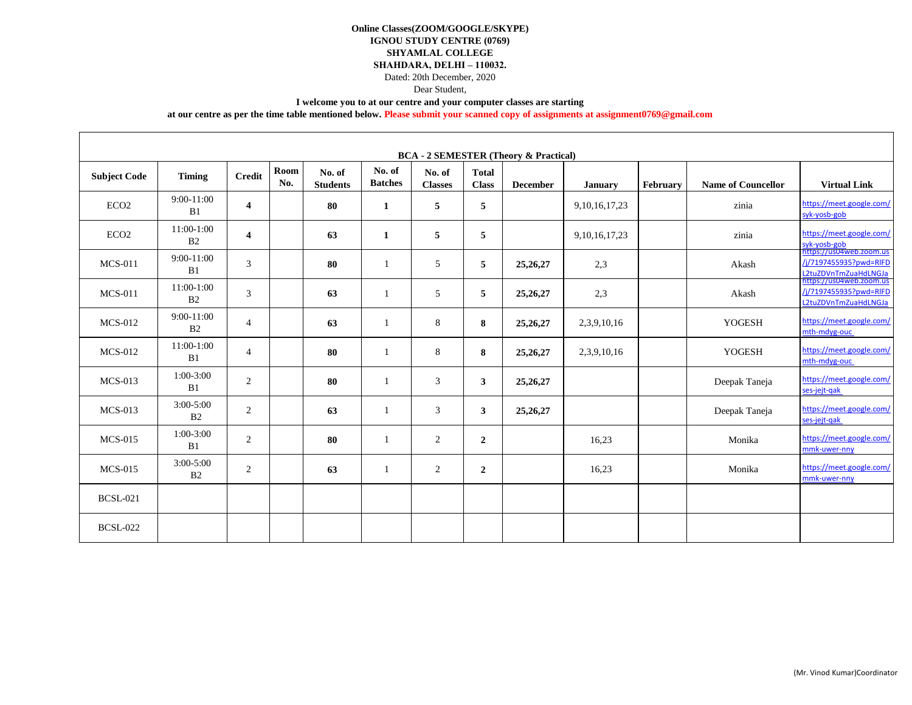**Online Classes(ZOOM/GOOGLE/SKYPE)**

**IGNOU STUDY CENTRE (0769)**

**SHYAMLAL COLLEGE**

**SHAHDARA, DELHI – 110032.**

Dated: 20th December, 2020

Dear Student,

**I welcome you to at our centre and your computer classes are starting**

**at our centre as per the time table mentioned below. Please submit your scanned copy of assignments at assignment0769@gmail.com**

**BCA - 2 SEMESTER (Theory & Practical)**

| Subject Code | Timing | Credit | Room No. | No. of Students | No. of Batches | No. of Classes | Total Class | December | January | February | Name of Councellor | Virtual Link |
|---|---|---|---|---|---|---|---|---|---|---|---|---|
| ECO2 | 9:00-11:00 B1 | **4** | | **80** | **1** | **5** | **5** | | 9,10,16,17,23 | | zinia | https://meet.google.com/syk-yosb-gob |
| ECO2 | 11:00-1:00 B2 | **4** | | **63** | **1** | **5** | **5** | | 9,10,16,17,23 | | zinia | https://meet.google.com/syk-yosb-gob |
| MCS-011 | 9:00-11:00 B1 | 3 | | **80** | 1 | 5 | **5** | **25,26,27** | 2,3 | | Akash | https://us04web.zoom.us/j/7197455935?pwd=RlFDL2tuZDVnTmZuaHdLNGJa |
| MCS-011 | 11:00-1:00 B2 | 3 | | **63** | 1 | 5 | **5** | **25,26,27** | 2,3 | | Akash | https://us04web.zoom.us/j/7197455935?pwd=RlFDL2tuZDVnTmZuaHdLNGJa |
| MCS-012 | 9:00-11:00 B2 | 4 | | **63** | 1 | 8 | **8** | **25,26,27** | 2,3,9,10,16 | | YOGESH | https://meet.google.com/mth-mdyg-ouc |
| MCS-012 | 11:00-1:00 B1 | 4 | | **80** | 1 | 8 | **8** | **25,26,27** | 2,3,9,10,16 | | YOGESH | https://meet.google.com/mth-mdyg-ouc |
| MCS-013 | 1:00-3:00 B1 | 2 | | **80** | 1 | 3 | **3** | **25,26,27** | | | Deepak Taneja | https://meet.google.com/ses-jejt-qak |
| MCS-013 | 3:00-5:00 B2 | 2 | | **63** | 1 | 3 | **3** | **25,26,27** | | | Deepak Taneja | https://meet.google.com/ses-jejt-qak |
| MCS-015 | 1:00-3:00 B1 | 2 | | **80** | 1 | 2 | **2** | | 16,23 | | Monika | https://meet.google.com/mmk-uwer-nny |
| MCS-015 | 3:00-5:00 B2 | 2 | | **63** | 1 | 2 | **2** | | 16,23 | | Monika | https://meet.google.com/mmk-uwer-nny |
| BCSL-021 | | | | | | | | | | | | |
| BCSL-022 | | | | | | | | | | | | |

(Mr. Vinod Kumar)Coordinator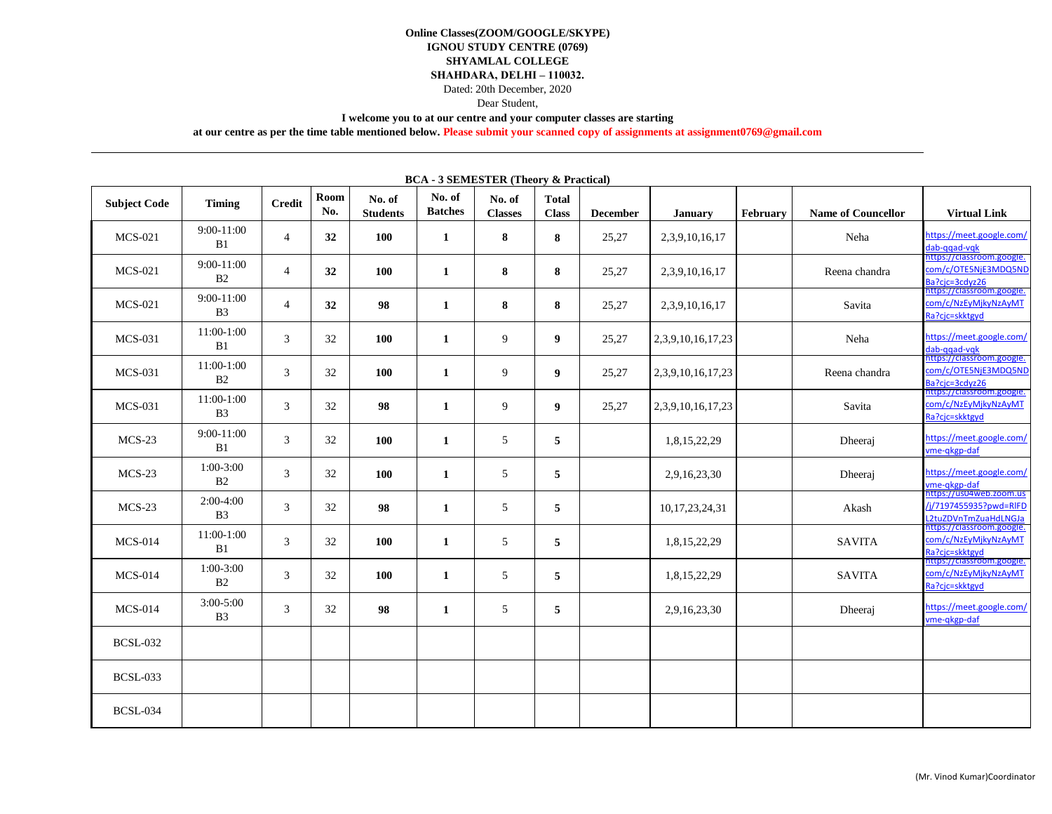**Online Classes(ZOOM/GOOGLE/SKYPE)**
**IGNOU STUDY CENTRE (0769)**
**SHYAMLAL COLLEGE**
**SHAHDARA, DELHI – 110032.**

Dated: 20th December, 2020

Dear Student,

**I welcome you to at our centre and your computer classes are starting**
**at our centre as per the time table mentioned below. Please submit your scanned copy of assignments at assignment0769@gmail.com**

**BCA - 3 SEMESTER (Theory & Practical)**

| Subject Code | Timing | Credit | Room No. | No. of Students | No. of Batches | No. of Classes | Total Class | December | January | February | Name of Councellor | Virtual Link |
|---|---|---|---|---|---|---|---|---|---|---|---|---|
| MCS-021 | 9:00-11:00 B1 | 4 | **32** | **100** | **1** | **8** | **8** | 25,27 | 2,3,9,10,16,17 | | Neha | https://meet.google.com/dab-qgad-vqk |
| MCS-021 | 9:00-11:00 B2 | 4 | **32** | **100** | **1** | **8** | **8** | 25,27 | 2,3,9,10,16,17 | | Reena chandra | https://classroom.google.com/c/OTE5NjE3MDQ5NDBa?cjc=3cdyz26 |
| MCS-021 | 9:00-11:00 B3 | 4 | **32** | **98** | **1** | **8** | **8** | 25,27 | 2,3,9,10,16,17 | | Savita | https://classroom.google.com/c/NzEyMjkyNzAyMTRa?cjc=skktgyd |
| MCS-031 | 11:00-1:00 B1 | 3 | 32 | **100** | **1** | 9 | **9** | 25,27 | 2,3,9,10,16,17,23 | | Neha | https://meet.google.com/dab-qgad-vqk |
| MCS-031 | 11:00-1:00 B2 | 3 | 32 | **100** | **1** | 9 | **9** | 25,27 | 2,3,9,10,16,17,23 | | Reena chandra | https://classroom.google.com/c/OTE5NjE3MDQ5NDBa?cjc=3cdyz26 |
| MCS-031 | 11:00-1:00 B3 | 3 | 32 | **98** | **1** | 9 | **9** | 25,27 | 2,3,9,10,16,17,23 | | Savita | https://classroom.google.com/c/NzEyMjkyNzAyMTRa?cjc=skktgyd |
| MCS-23 | 9:00-11:00 B1 | 3 | 32 | **100** | **1** | 5 | **5** | | 1,8,15,22,29 | | Dheeraj | https://meet.google.com/vme-qkgp-daf |
| MCS-23 | 1:00-3:00 B2 | 3 | 32 | **100** | **1** | 5 | **5** | | 2,9,16,23,30 | | Dheeraj | https://meet.google.com/vme-qkgp-daf |
| MCS-23 | 2:00-4:00 B3 | 3 | 32 | **98** | **1** | 5 | **5** | | 10,17,23,24,31 | | Akash | https://us04web.zoom.us/j/7197455935?pwd=RlFDL2tuZDVnTmZuaHdLNGJa |
| MCS-014 | 11:00-1:00 B1 | 3 | 32 | **100** | **1** | 5 | **5** | | 1,8,15,22,29 | | SAVITA | https://classroom.google.com/c/NzEyMjkyNzAyMTRa?cjc=skktgyd |
| MCS-014 | 1:00-3:00 B2 | 3 | 32 | **100** | **1** | 5 | **5** | | 1,8,15,22,29 | | SAVITA | https://classroom.google.com/c/NzEyMjkyNzAyMTRa?cjc=skktgyd |
| MCS-014 | 3:00-5:00 B3 | 3 | 32 | **98** | **1** | 5 | **5** | | 2,9,16,23,30 | | Dheeraj | https://meet.google.com/vme-qkgp-daf |
| BCSL-032 | | | | | | | | | | | | |
| BCSL-033 | | | | | | | | | | | | |
| BCSL-034 | | | | | | | | | | | | |

(Mr. Vinod Kumar)Coordinator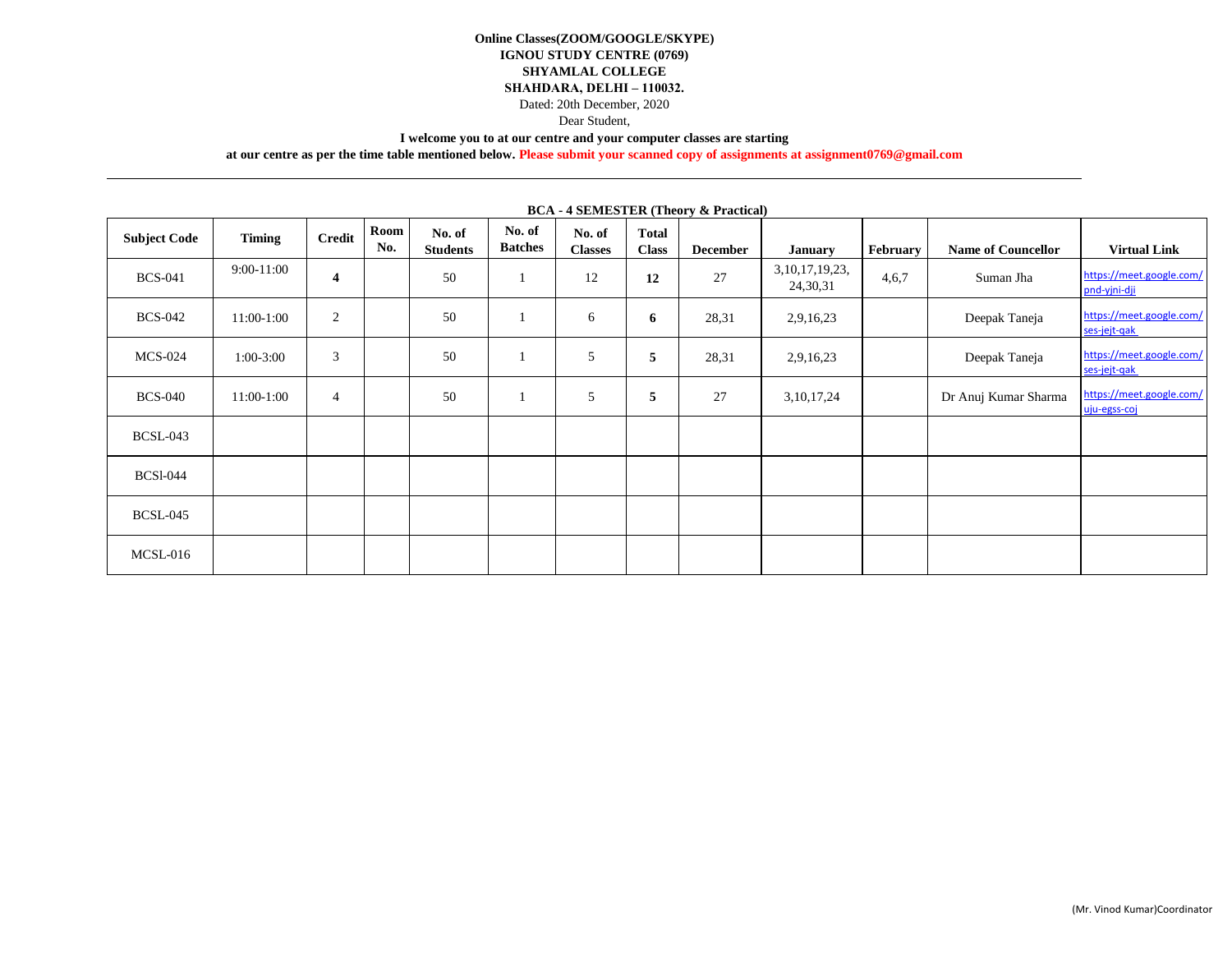**Online Classes(ZOOM/GOOGLE/SKYPE)**
**IGNOU STUDY CENTRE (0769)**
**SHYAMLAL COLLEGE**
**SHAHDARA, DELHI – 110032.**

Dated: 20th December, 2020

Dear Student,

**I welcome you to at our centre and your computer classes are starting at our centre as per the time table mentioned below. Please submit your scanned copy of assignments at assignment0769@gmail.com**

---

**BCA - 4 SEMESTER (Theory & Practical)**

| Subject Code | Timing | Credit | Room No. | No. of Students | No. of Batches | No. of Classes | Total Class | December | January | February | Name of Councellor | Virtual Link |
|---|---|---|---|---|---|---|---|---|---|---|---|---|
| BCS-041 | 9:00-11:00 | **4** | | 50 | 1 | 12 | **12** | 27 | 3,10,17,19,23, 24,30,31 | 4,6,7 | Suman Jha | https://meet.google.com/pnd-yjni-dji |
| BCS-042 | 11:00-1:00 | 2 | | 50 | 1 | 6 | **6** | 28,31 | 2,9,16,23 | | Deepak Taneja | https://meet.google.com/ses-jejt-qak |
| MCS-024 | 1:00-3:00 | 3 | | 50 | 1 | 5 | **5** | 28,31 | 2,9,16,23 | | Deepak Taneja | https://meet.google.com/ses-jejt-qak |
| BCS-040 | 11:00-1:00 | 4 | | 50 | 1 | 5 | **5** | 27 | 3,10,17,24 | | Dr Anuj Kumar Sharma | https://meet.google.com/uju-egss-coj |
| BCSL-043 | | | | | | | | | | | | |
| BCSl-044 | | | | | | | | | | | | |
| BCSL-045 | | | | | | | | | | | | |
| MCSL-016 | | | | | | | | | | | | |

(Mr. Vinod Kumar)Coordinator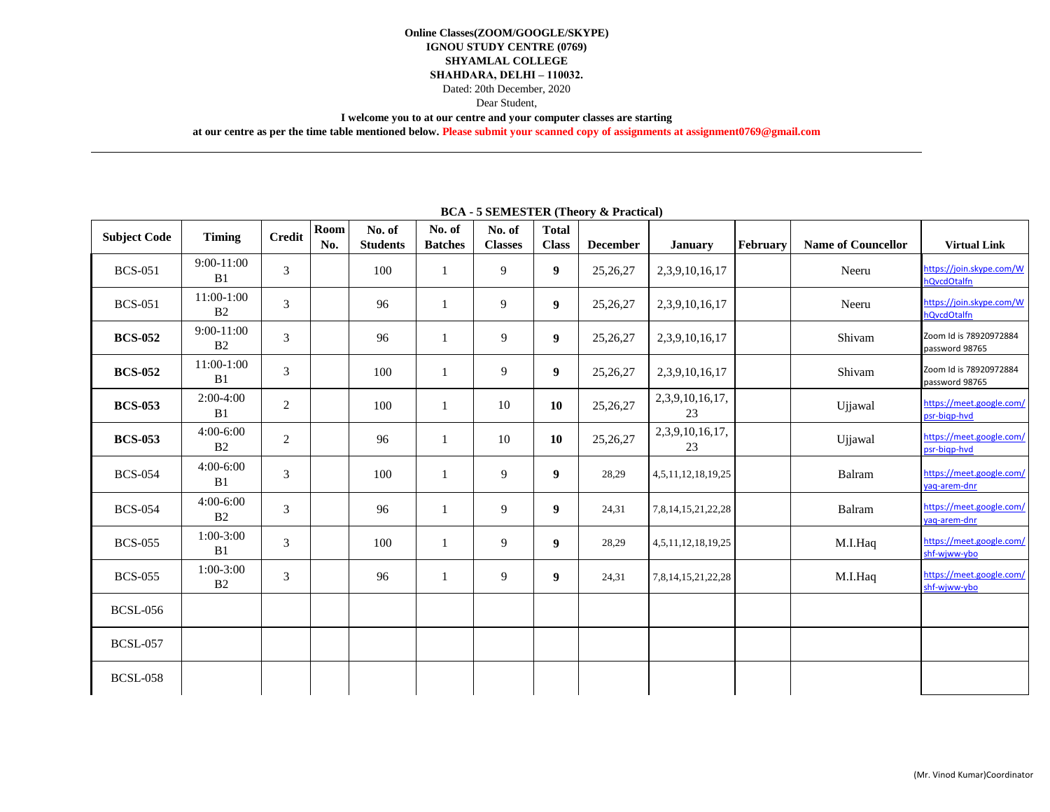**Online Classes(ZOOM/GOOGLE/SKYPE)**
**IGNOU STUDY CENTRE (0769)**
**SHYAMLAL COLLEGE**
**SHAHDARA, DELHI – 110032.**

Dated: 20th December, 2020

Dear Student,

**I welcome you to at our centre and your computer classes are starting**
**at our centre as per the time table mentioned below. Please submit your scanned copy of assignments at assignment0769@gmail.com**

---

**BCA - 5 SEMESTER (Theory & Practical)**

| Subject Code | Timing | Credit | Room No. | No. of Students | No. of Batches | No. of Classes | Total Class | December | January | February | Name of Councellor | Virtual Link |
|---|---|---|---|---|---|---|---|---|---|---|---|---|
| BCS-051 | 9:00-11:00 B1 | 3 | | 100 | 1 | 9 | **9** | 25,26,27 | 2,3,9,10,16,17 | | Neeru | https://join.skype.com/WhQvcdOtalfn |
| BCS-051 | 11:00-1:00 B2 | 3 | | 96 | 1 | 9 | **9** | 25,26,27 | 2,3,9,10,16,17 | | Neeru | https://join.skype.com/WhQvcdOtalfn |
| **BCS-052** | 9:00-11:00 B2 | 3 | | 96 | 1 | 9 | **9** | 25,26,27 | 2,3,9,10,16,17 | | Shivam | Zoom Id is 78920972884 password 98765 |
| **BCS-052** | 11:00-1:00 B1 | 3 | | 100 | 1 | 9 | **9** | 25,26,27 | 2,3,9,10,16,17 | | Shivam | Zoom Id is 78920972884 password 98765 |
| **BCS-053** | 2:00-4:00 B1 | 2 | | 100 | 1 | 10 | **10** | 25,26,27 | 2,3,9,10,16,17, 23 | | Ujjawal | https://meet.google.com/psr-biqp-hvd |
| **BCS-053** | 4:00-6:00 B2 | 2 | | 96 | 1 | 10 | **10** | 25,26,27 | 2,3,9,10,16,17, 23 | | Ujjawal | https://meet.google.com/psr-biqp-hvd |
| BCS-054 | 4:00-6:00 B1 | 3 | | 100 | 1 | 9 | **9** | 28,29 | 4,5,11,12,18,19,25 | | Balram | https://meet.google.com/yaq-arem-dnr |
| BCS-054 | 4:00-6:00 B2 | 3 | | 96 | 1 | 9 | **9** | 24,31 | 7,8,14,15,21,22,28 | | Balram | https://meet.google.com/yaq-arem-dnr |
| BCS-055 | 1:00-3:00 B1 | 3 | | 100 | 1 | 9 | **9** | 28,29 | 4,5,11,12,18,19,25 | | M.I.Haq | https://meet.google.com/shf-wjww-ybo |
| BCS-055 | 1:00-3:00 B2 | 3 | | 96 | 1 | 9 | **9** | 24,31 | 7,8,14,15,21,22,28 | | M.I.Haq | https://meet.google.com/shf-wjww-ybo |
| BCSL-056 | | | | | | | | | | | | |
| BCSL-057 | | | | | | | | | | | | |
| BCSL-058 | | | | | | | | | | | | |

(Mr. Vinod Kumar)Coordinator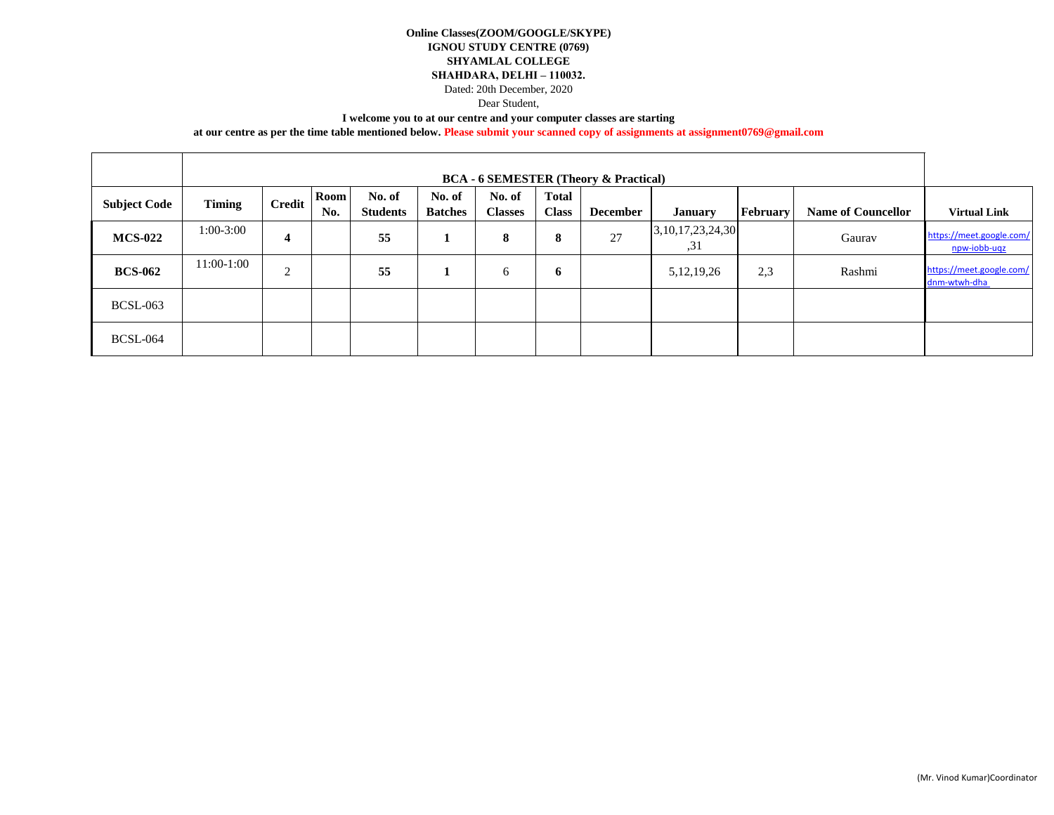**Online Classes(ZOOM/GOOGLE/SKYPE)**
**IGNOU STUDY CENTRE (0769)**
**SHYAMLAL COLLEGE**
**SHAHDARA, DELHI – 110032.**

Dated: 20th December, 2020

Dear Student,

**I welcome you to at our centre and your computer classes are starting at our centre as per the time table mentioned below. Please submit your scanned copy of assignments at assignment0769@gmail.com**

| | BCA - 6 SEMESTER (Theory & Practical) | | | | | | | | | | | |
|---|---|---|---|---|---|---|---|---|---|---|---|---|
| **Subject Code** | **Timing** | **Credit** | **Room No.** | **No. of Students** | **No. of Batches** | **No. of Classes** | **Total Class** | **December** | **January** | **February** | **Name of Councellor** | **Virtual Link** |
| **MCS-022** | 1:00-3:00 | **4** | | **55** | **1** | **8** | **8** | 27 | 3,10,17,23,24,30,31 | | Gaurav | https://meet.google.com/npw-iobb-uqz |
| **BCS-062** | 11:00-1:00 | 2 | | **55** | **1** | 6 | **6** | | 5,12,19,26 | 2,3 | Rashmi | https://meet.google.com/dnm-wtwh-dha |
| BCSL-063 | | | | | | | | | | | | |
| BCSL-064 | | | | | | | | | | | | |

(Mr. Vinod Kumar)Coordinator